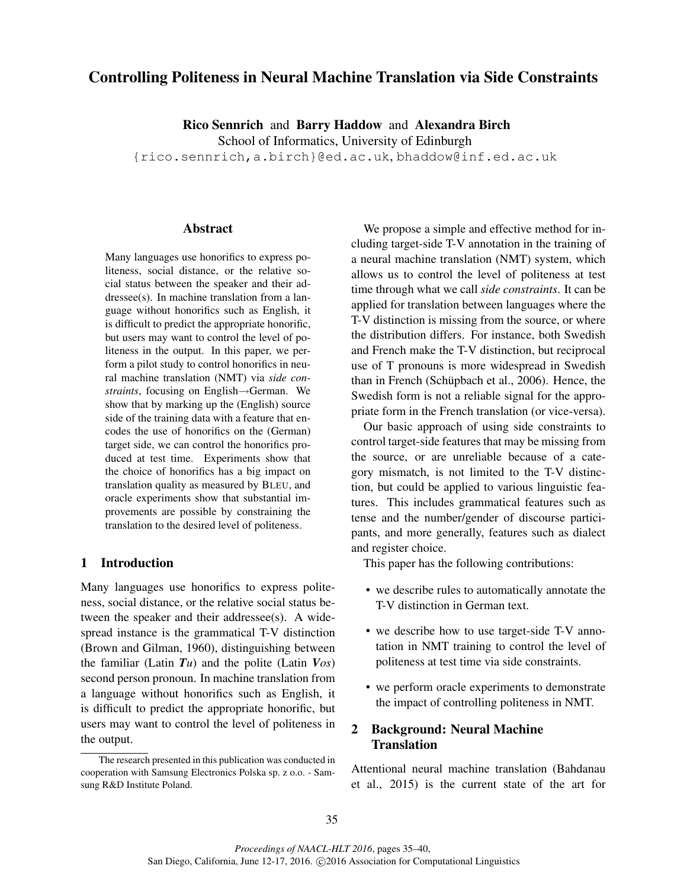# Controlling Politeness in Neural Machine Translation via Side Constraints

**Rico Sennrich** and **Barry Haddow** and **Alexandra Birch**
School of Informatics, University of Edinburgh
{rico.sennrich,a.birch}@ed.ac.uk, bhaddow@inf.ed.ac.uk

## Abstract

Many languages use honorifics to express politeness, social distance, or the relative social status between the speaker and their addressee(s). In machine translation from a language without honorifics such as English, it is difficult to predict the appropriate honorific, but users may want to control the level of politeness in the output. In this paper, we perform a pilot study to control honorifics in neural machine translation (NMT) via *side constraints*, focusing on English→German. We show that by marking up the (English) source side of the training data with a feature that encodes the use of honorifics on the (German) target side, we can control the honorifics produced at test time. Experiments show that the choice of honorifics has a big impact on translation quality as measured by BLEU, and oracle experiments show that substantial improvements are possible by constraining the translation to the desired level of politeness.

## 1 Introduction

Many languages use honorifics to express politeness, social distance, or the relative social status between the speaker and their addressee(s). A widespread instance is the grammatical T-V distinction (Brown and Gilman, 1960), distinguishing between the familiar (Latin ***Tu***) and the polite (Latin ***Vos***) second person pronoun. In machine translation from a language without honorifics such as English, it is difficult to predict the appropriate honorific, but users may want to control the level of politeness in the output.

The research presented in this publication was conducted in cooperation with Samsung Electronics Polska sp. z o.o. - Samsung R&D Institute Poland.

We propose a simple and effective method for including target-side T-V annotation in the training of a neural machine translation (NMT) system, which allows us to control the level of politeness at test time through what we call *side constraints*. It can be applied for translation between languages where the T-V distinction is missing from the source, or where the distribution differs. For instance, both Swedish and French make the T-V distinction, but reciprocal use of T pronouns is more widespread in Swedish than in French (Schüpbach et al., 2006). Hence, the Swedish form is not a reliable signal for the appropriate form in the French translation (or vice-versa).

Our basic approach of using side constraints to control target-side features that may be missing from the source, or are unreliable because of a category mismatch, is not limited to the T-V distinction, but could be applied to various linguistic features. This includes grammatical features such as tense and the number/gender of discourse participants, and more generally, features such as dialect and register choice.

This paper has the following contributions:

- we describe rules to automatically annotate the T-V distinction in German text.
- we describe how to use target-side T-V annotation in NMT training to control the level of politeness at test time via side constraints.
- we perform oracle experiments to demonstrate the impact of controlling politeness in NMT.

## 2 Background: Neural Machine Translation

Attentional neural machine translation (Bahdanau et al., 2015) is the current state of the art for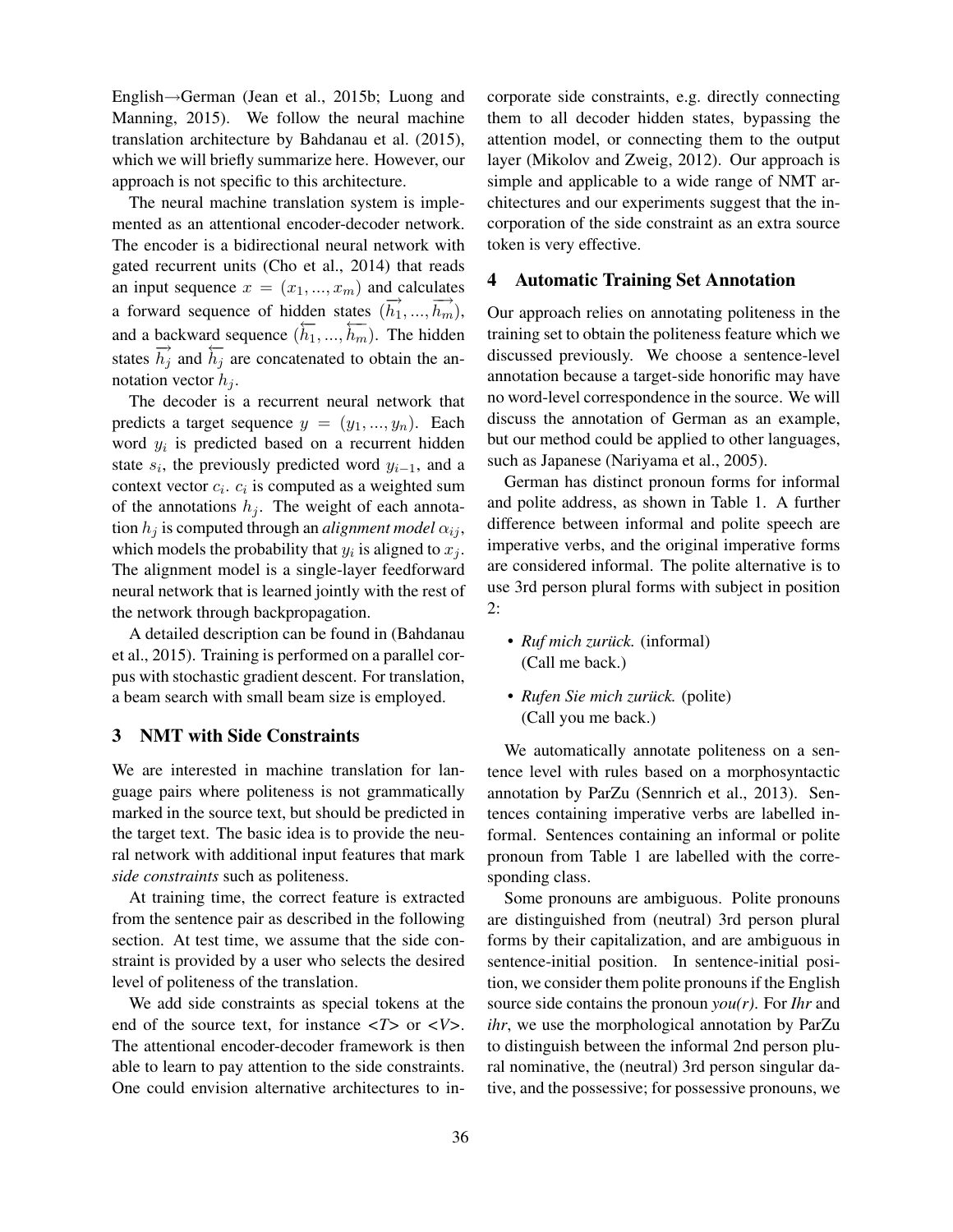English→German (Jean et al., 2015b; Luong and Manning, 2015). We follow the neural machine translation architecture by Bahdanau et al. (2015), which we will briefly summarize here. However, our approach is not specific to this architecture.

The neural machine translation system is implemented as an attentional encoder-decoder network. The encoder is a bidirectional neural network with gated recurrent units (Cho et al., 2014) that reads an input sequence $x = (x_1, ..., x_m)$ and calculates a forward sequence of hidden states $(\overrightarrow{h_1}, ..., \overrightarrow{h_m})$, and a backward sequence $(\overleftarrow{h_1}, ..., \overleftarrow{h_m})$. The hidden states $\overrightarrow{h_j}$ and $\overleftarrow{h_j}$ are concatenated to obtain the annotation vector $h_j$.

The decoder is a recurrent neural network that predicts a target sequence $y = (y_1, ..., y_n)$. Each word $y_i$ is predicted based on a recurrent hidden state $s_i$, the previously predicted word $y_{i-1}$, and a context vector $c_i$. $c_i$ is computed as a weighted sum of the annotations $h_j$. The weight of each annotation $h_j$ is computed through an *alignment model* $\alpha_{ij}$, which models the probability that $y_i$ is aligned to $x_j$. The alignment model is a single-layer feedforward neural network that is learned jointly with the rest of the network through backpropagation.

A detailed description can be found in (Bahdanau et al., 2015). Training is performed on a parallel corpus with stochastic gradient descent. For translation, a beam search with small beam size is employed.

## 3 NMT with Side Constraints

We are interested in machine translation for language pairs where politeness is not grammatically marked in the source text, but should be predicted in the target text. The basic idea is to provide the neural network with additional input features that mark *side constraints* such as politeness.

At training time, the correct feature is extracted from the sentence pair as described in the following section. At test time, we assume that the side constraint is provided by a user who selects the desired level of politeness of the translation.

We add side constraints as special tokens at the end of the source text, for instance *<T>* or *<V>*. The attentional encoder-decoder framework is then able to learn to pay attention to the side constraints. One could envision alternative architectures to incorporate side constraints, e.g. directly connecting them to all decoder hidden states, bypassing the attention model, or connecting them to the output layer (Mikolov and Zweig, 2012). Our approach is simple and applicable to a wide range of NMT architectures and our experiments suggest that the incorporation of the side constraint as an extra source token is very effective.

## 4 Automatic Training Set Annotation

Our approach relies on annotating politeness in the training set to obtain the politeness feature which we discussed previously. We choose a sentence-level annotation because a target-side honorific may have no word-level correspondence in the source. We will discuss the annotation of German as an example, but our method could be applied to other languages, such as Japanese (Nariyama et al., 2005).

German has distinct pronoun forms for informal and polite address, as shown in Table 1. A further difference between informal and polite speech are imperative verbs, and the original imperative forms are considered informal. The polite alternative is to use 3rd person plural forms with subject in position 2:

- *Ruf mich zurück.* (informal)
  (Call me back.)
- *Rufen Sie mich zurück.* (polite)
  (Call you me back.)

We automatically annotate politeness on a sentence level with rules based on a morphosyntactic annotation by ParZu (Sennrich et al., 2013). Sentences containing imperative verbs are labelled informal. Sentences containing an informal or polite pronoun from Table 1 are labelled with the corresponding class.

Some pronouns are ambiguous. Polite pronouns are distinguished from (neutral) 3rd person plural forms by their capitalization, and are ambiguous in sentence-initial position. In sentence-initial position, we consider them polite pronouns if the English source side contains the pronoun *you(r)*. For *Ihr* and *ihr*, we use the morphological annotation by ParZu to distinguish between the informal 2nd person plural nominative, the (neutral) 3rd person singular dative, and the possessive; for possessive pronouns, we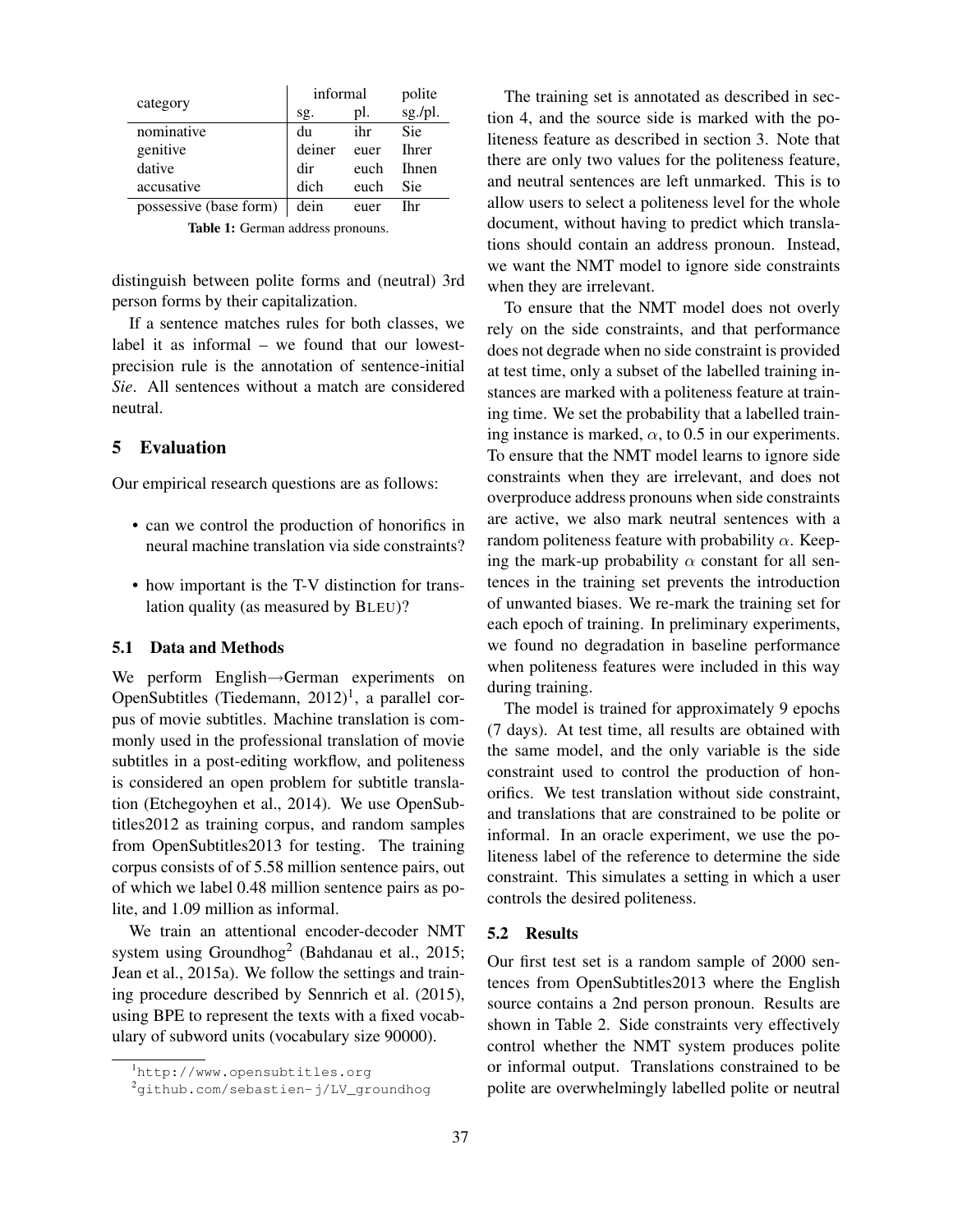| category | informal | | polite |
|---|---|---|---|
| | sg. | pl. | sg./pl. |
| nominative | du | ihr | Sie |
| genitive | deiner | euer | Ihrer |
| dative | dir | euch | Ihnen |
| accusative | dich | euch | Sie |
| possessive (base form) | dein | euer | Ihr |

**Table 1:** German address pronouns.

distinguish between polite forms and (neutral) 3rd person forms by their capitalization.

If a sentence matches rules for both classes, we label it as informal – we found that our lowest-precision rule is the annotation of sentence-initial *Sie*. All sentences without a match are considered neutral.

## 5 Evaluation

Our empirical research questions are as follows:

- can we control the production of honorifics in neural machine translation via side constraints?
- how important is the T-V distinction for translation quality (as measured by BLEU)?

### 5.1 Data and Methods

We perform English→German experiments on OpenSubtitles (Tiedemann, 2012)[1], a parallel corpus of movie subtitles. Machine translation is commonly used in the professional translation of movie subtitles in a post-editing workflow, and politeness is considered an open problem for subtitle translation (Etchegoyhen et al., 2014). We use OpenSubtitles2012 as training corpus, and random samples from OpenSubtitles2013 for testing. The training corpus consists of of 5.58 million sentence pairs, out of which we label 0.48 million sentence pairs as polite, and 1.09 million as informal.

We train an attentional encoder-decoder NMT system using Groundhog[2] (Bahdanau et al., 2015; Jean et al., 2015a). We follow the settings and training procedure described by Sennrich et al. (2015), using BPE to represent the texts with a fixed vocabulary of subword units (vocabulary size 90000).

[1] http://www.opensubtitles.org

[2] github.com/sebastien-j/LV_groundhog

The training set is annotated as described in section 4, and the source side is marked with the politeness feature as described in section 3. Note that there are only two values for the politeness feature, and neutral sentences are left unmarked. This is to allow users to select a politeness level for the whole document, without having to predict which translations should contain an address pronoun. Instead, we want the NMT model to ignore side constraints when they are irrelevant.

To ensure that the NMT model does not overly rely on the side constraints, and that performance does not degrade when no side constraint is provided at test time, only a subset of the labelled training instances are marked with a politeness feature at training time. We set the probability that a labelled training instance is marked, $\alpha$, to 0.5 in our experiments. To ensure that the NMT model learns to ignore side constraints when they are irrelevant, and does not overproduce address pronouns when side constraints are active, we also mark neutral sentences with a random politeness feature with probability $\alpha$. Keeping the mark-up probability $\alpha$ constant for all sentences in the training set prevents the introduction of unwanted biases. We re-mark the training set for each epoch of training. In preliminary experiments, we found no degradation in baseline performance when politeness features were included in this way during training.

The model is trained for approximately 9 epochs (7 days). At test time, all results are obtained with the same model, and the only variable is the side constraint used to control the production of honorifics. We test translation without side constraint, and translations that are constrained to be polite or informal. In an oracle experiment, we use the politeness label of the reference to determine the side constraint. This simulates a setting in which a user controls the desired politeness.

### 5.2 Results

Our first test set is a random sample of 2000 sentences from OpenSubtitles2013 where the English source contains a 2nd person pronoun. Results are shown in Table 2. Side constraints very effectively control whether the NMT system produces polite or informal output. Translations constrained to be polite are overwhelmingly labelled polite or neutral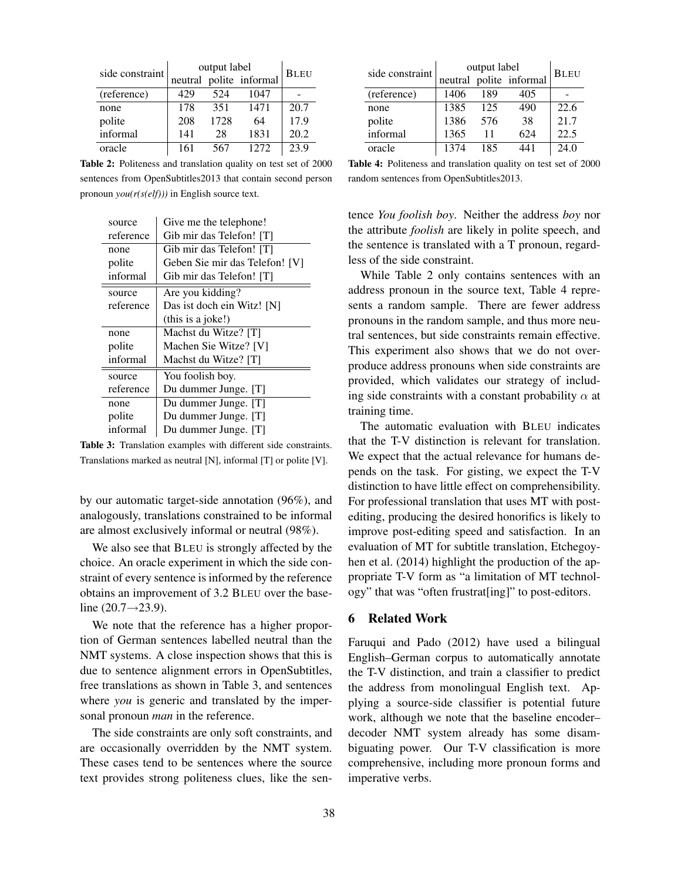| side constraint | output label | | | BLEU |
|---|---|---|---|---|
| | neutral | polite | informal | |
| (reference) | 429 | 524 | 1047 | - |
| none | 178 | 351 | 1471 | 20.7 |
| polite | 208 | 1728 | 64 | 17.9 |
| informal | 141 | 28 | 1831 | 20.2 |
| oracle | 161 | 567 | 1272 | 23.9 |

**Table 2:** Politeness and translation quality on test set of 2000 sentences from OpenSubtitles2013 that contain second person pronoun *you(r(s(elf)))* in English source text.

| | |
|---|---|
| source | Give me the telephone! |
| reference | Gib mir das Telefon! [T] |
| none | Gib mir das Telefon! [T] |
| polite | Geben Sie mir das Telefon! [V] |
| informal | Gib mir das Telefon! [T] |
| source | Are you kidding? |
| reference | Das ist doch ein Witz! [N] |
| | (this is a joke!) |
| none | Machst du Witze? [T] |
| polite | Machen Sie Witze? [V] |
| informal | Machst du Witze? [T] |
| source | You foolish boy. |
| reference | Du dummer Junge. [T] |
| none | Du dummer Junge. [T] |
| polite | Du dummer Junge. [T] |
| informal | Du dummer Junge. [T] |

**Table 3:** Translation examples with different side constraints. Translations marked as neutral [N], informal [T] or polite [V].

by our automatic target-side annotation (96%), and analogously, translations constrained to be informal are almost exclusively informal or neutral (98%).

We also see that BLEU is strongly affected by the choice. An oracle experiment in which the side constraint of every sentence is informed by the reference obtains an improvement of 3.2 BLEU over the baseline (20.7→23.9).

We note that the reference has a higher proportion of German sentences labelled neutral than the NMT systems. A close inspection shows that this is due to sentence alignment errors in OpenSubtitles, free translations as shown in Table 3, and sentences where *you* is generic and translated by the impersonal pronoun *man* in the reference.

The side constraints are only soft constraints, and are occasionally overridden by the NMT system. These cases tend to be sentences where the source text provides strong politeness clues, like the sentence *You foolish boy*. Neither the address *boy* nor the attribute *foolish* are likely in polite speech, and the sentence is translated with a T pronoun, regardless of the side constraint.

| side constraint | output label | | | BLEU |
|---|---|---|---|---|
| | neutral | polite | informal | |
| (reference) | 1406 | 189 | 405 | - |
| none | 1385 | 125 | 490 | 22.6 |
| polite | 1386 | 576 | 38 | 21.7 |
| informal | 1365 | 11 | 624 | 22.5 |
| oracle | 1374 | 185 | 441 | 24.0 |

**Table 4:** Politeness and translation quality on test set of 2000 random sentences from OpenSubtitles2013.

While Table 2 only contains sentences with an address pronoun in the source text, Table 4 represents a random sample. There are fewer address pronouns in the random sample, and thus more neutral sentences, but side constraints remain effective. This experiment also shows that we do not overproduce address pronouns when side constraints are provided, which validates our strategy of including side constraints with a constant probability $\alpha$ at training time.

The automatic evaluation with BLEU indicates that the T-V distinction is relevant for translation. We expect that the actual relevance for humans depends on the task. For gisting, we expect the T-V distinction to have little effect on comprehensibility. For professional translation that uses MT with post-editing, producing the desired honorifics is likely to improve post-editing speed and satisfaction. In an evaluation of MT for subtitle translation, Etchegoyhen et al. (2014) highlight the production of the appropriate T-V form as "a limitation of MT technology" that was "often frustrat[ing]" to post-editors.

## 6 Related Work

Faruqui and Pado (2012) have used a bilingual English–German corpus to automatically annotate the T-V distinction, and train a classifier to predict the address from monolingual English text. Applying a source-side classifier is potential future work, although we note that the baseline encoder–decoder NMT system already has some disambiguating power. Our T-V classification is more comprehensive, including more pronoun forms and imperative verbs.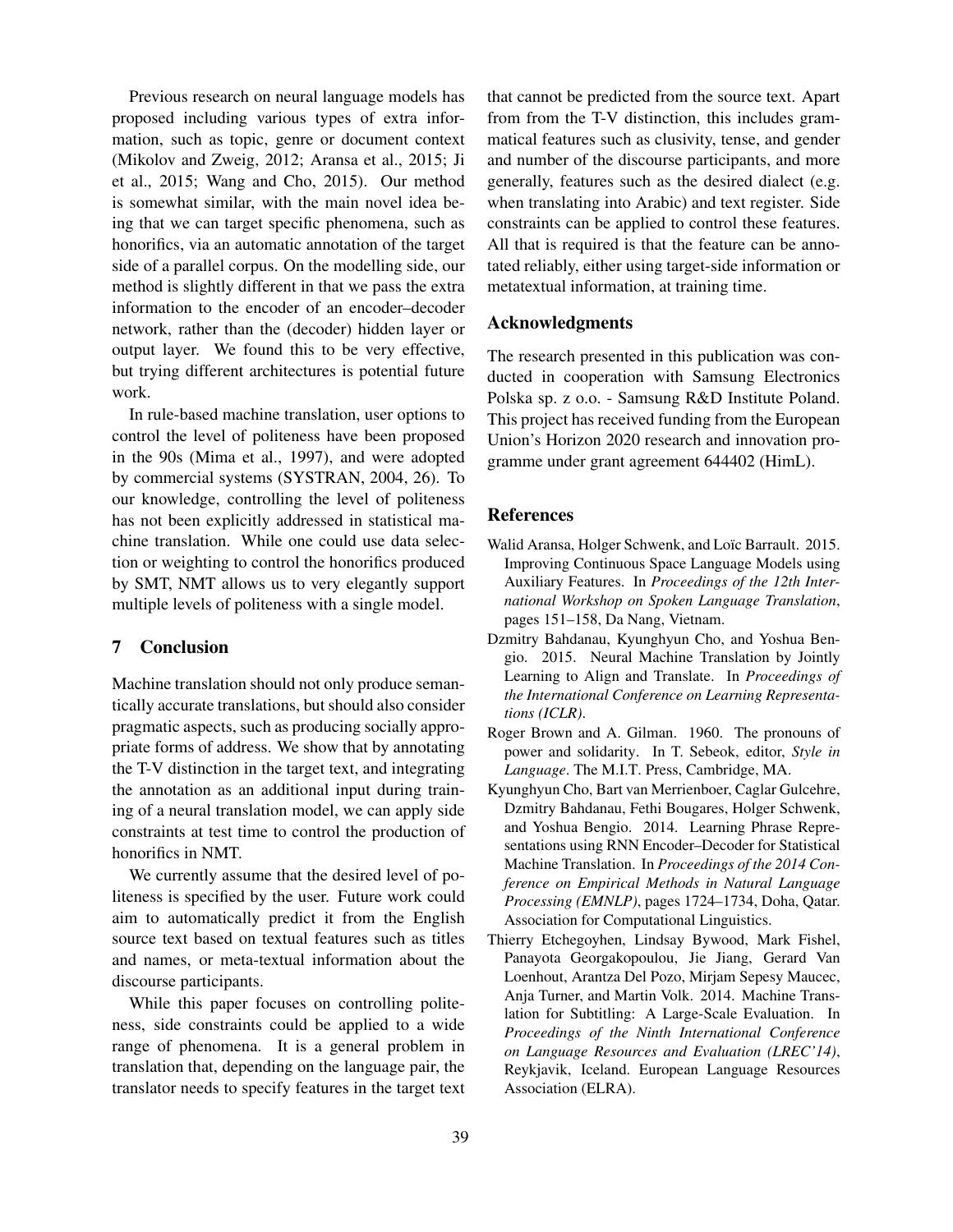Previous research on neural language models has proposed including various types of extra information, such as topic, genre or document context (Mikolov and Zweig, 2012; Aransa et al., 2015; Ji et al., 2015; Wang and Cho, 2015). Our method is somewhat similar, with the main novel idea being that we can target specific phenomena, such as honorifics, via an automatic annotation of the target side of a parallel corpus. On the modelling side, our method is slightly different in that we pass the extra information to the encoder of an encoder–decoder network, rather than the (decoder) hidden layer or output layer. We found this to be very effective, but trying different architectures is potential future work.

In rule-based machine translation, user options to control the level of politeness have been proposed in the 90s (Mima et al., 1997), and were adopted by commercial systems (SYSTRAN, 2004, 26). To our knowledge, controlling the level of politeness has not been explicitly addressed in statistical machine translation. While one could use data selection or weighting to control the honorifics produced by SMT, NMT allows us to very elegantly support multiple levels of politeness with a single model.

## 7 Conclusion

Machine translation should not only produce semantically accurate translations, but should also consider pragmatic aspects, such as producing socially appropriate forms of address. We show that by annotating the T-V distinction in the target text, and integrating the annotation as an additional input during training of a neural translation model, we can apply side constraints at test time to control the production of honorifics in NMT.

We currently assume that the desired level of politeness is specified by the user. Future work could aim to automatically predict it from the English source text based on textual features such as titles and names, or meta-textual information about the discourse participants.

While this paper focuses on controlling politeness, side constraints could be applied to a wide range of phenomena. It is a general problem in translation that, depending on the language pair, the translator needs to specify features in the target text that cannot be predicted from the source text. Apart from from the T-V distinction, this includes grammatical features such as clusivity, tense, and gender and number of the discourse participants, and more generally, features such as the desired dialect (e.g. when translating into Arabic) and text register. Side constraints can be applied to control these features. All that is required is that the feature can be annotated reliably, either using target-side information or metatextual information, at training time.

## Acknowledgments

The research presented in this publication was conducted in cooperation with Samsung Electronics Polska sp. z o.o. - Samsung R&D Institute Poland. This project has received funding from the European Union's Horizon 2020 research and innovation programme under grant agreement 644402 (HimL).

## References

Walid Aransa, Holger Schwenk, and Loïc Barrault. 2015. Improving Continuous Space Language Models using Auxiliary Features. In *Proceedings of the 12th International Workshop on Spoken Language Translation*, pages 151–158, Da Nang, Vietnam.

Dzmitry Bahdanau, Kyunghyun Cho, and Yoshua Bengio. 2015. Neural Machine Translation by Jointly Learning to Align and Translate. In *Proceedings of the International Conference on Learning Representations (ICLR)*.

Roger Brown and A. Gilman. 1960. The pronouns of power and solidarity. In T. Sebeok, editor, *Style in Language*. The M.I.T. Press, Cambridge, MA.

Kyunghyun Cho, Bart van Merrienboer, Caglar Gulcehre, Dzmitry Bahdanau, Fethi Bougares, Holger Schwenk, and Yoshua Bengio. 2014. Learning Phrase Representations using RNN Encoder–Decoder for Statistical Machine Translation. In *Proceedings of the 2014 Conference on Empirical Methods in Natural Language Processing (EMNLP)*, pages 1724–1734, Doha, Qatar. Association for Computational Linguistics.

Thierry Etchegoyhen, Lindsay Bywood, Mark Fishel, Panayota Georgakopoulou, Jie Jiang, Gerard Van Loenhout, Arantza Del Pozo, Mirjam Sepesy Maucec, Anja Turner, and Martin Volk. 2014. Machine Translation for Subtitling: A Large-Scale Evaluation. In *Proceedings of the Ninth International Conference on Language Resources and Evaluation (LREC'14)*, Reykjavik, Iceland. European Language Resources Association (ELRA).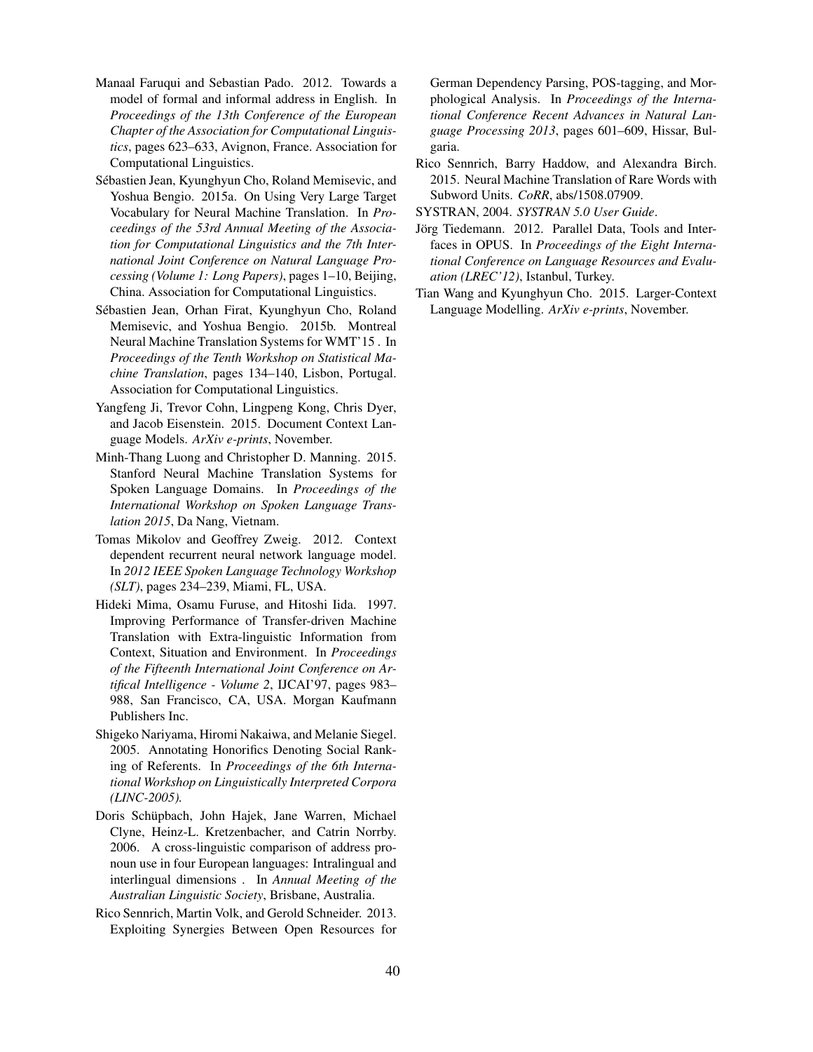Manaal Faruqui and Sebastian Pado. 2012. Towards a model of formal and informal address in English. In *Proceedings of the 13th Conference of the European Chapter of the Association for Computational Linguistics*, pages 623–633, Avignon, France. Association for Computational Linguistics.

Sébastien Jean, Kyunghyun Cho, Roland Memisevic, and Yoshua Bengio. 2015a. On Using Very Large Target Vocabulary for Neural Machine Translation. In *Proceedings of the 53rd Annual Meeting of the Association for Computational Linguistics and the 7th International Joint Conference on Natural Language Processing (Volume 1: Long Papers)*, pages 1–10, Beijing, China. Association for Computational Linguistics.

Sébastien Jean, Orhan Firat, Kyunghyun Cho, Roland Memisevic, and Yoshua Bengio. 2015b. Montreal Neural Machine Translation Systems for WMT'15 . In *Proceedings of the Tenth Workshop on Statistical Machine Translation*, pages 134–140, Lisbon, Portugal. Association for Computational Linguistics.

Yangfeng Ji, Trevor Cohn, Lingpeng Kong, Chris Dyer, and Jacob Eisenstein. 2015. Document Context Language Models. *ArXiv e-prints*, November.

Minh-Thang Luong and Christopher D. Manning. 2015. Stanford Neural Machine Translation Systems for Spoken Language Domains. In *Proceedings of the International Workshop on Spoken Language Translation 2015*, Da Nang, Vietnam.

Tomas Mikolov and Geoffrey Zweig. 2012. Context dependent recurrent neural network language model. In *2012 IEEE Spoken Language Technology Workshop (SLT)*, pages 234–239, Miami, FL, USA.

Hideki Mima, Osamu Furuse, and Hitoshi Iida. 1997. Improving Performance of Transfer-driven Machine Translation with Extra-linguistic Information from Context, Situation and Environment. In *Proceedings of the Fifteenth International Joint Conference on Artifical Intelligence - Volume 2*, IJCAI'97, pages 983–988, San Francisco, CA, USA. Morgan Kaufmann Publishers Inc.

Shigeko Nariyama, Hiromi Nakaiwa, and Melanie Siegel. 2005. Annotating Honorifics Denoting Social Ranking of Referents. In *Proceedings of the 6th International Workshop on Linguistically Interpreted Corpora (LINC-2005).*

Doris Schüpbach, John Hajek, Jane Warren, Michael Clyne, Heinz-L. Kretzenbacher, and Catrin Norrby. 2006. A cross-linguistic comparison of address pronoun use in four European languages: Intralingual and interlingual dimensions . In *Annual Meeting of the Australian Linguistic Society*, Brisbane, Australia.

Rico Sennrich, Martin Volk, and Gerold Schneider. 2013. Exploiting Synergies Between Open Resources for German Dependency Parsing, POS-tagging, and Morphological Analysis. In *Proceedings of the International Conference Recent Advances in Natural Language Processing 2013*, pages 601–609, Hissar, Bulgaria.

Rico Sennrich, Barry Haddow, and Alexandra Birch. 2015. Neural Machine Translation of Rare Words with Subword Units. *CoRR*, abs/1508.07909.

SYSTRAN, 2004. *SYSTRAN 5.0 User Guide*.

Jörg Tiedemann. 2012. Parallel Data, Tools and Interfaces in OPUS. In *Proceedings of the Eight International Conference on Language Resources and Evaluation (LREC'12)*, Istanbul, Turkey.

Tian Wang and Kyunghyun Cho. 2015. Larger-Context Language Modelling. *ArXiv e-prints*, November.